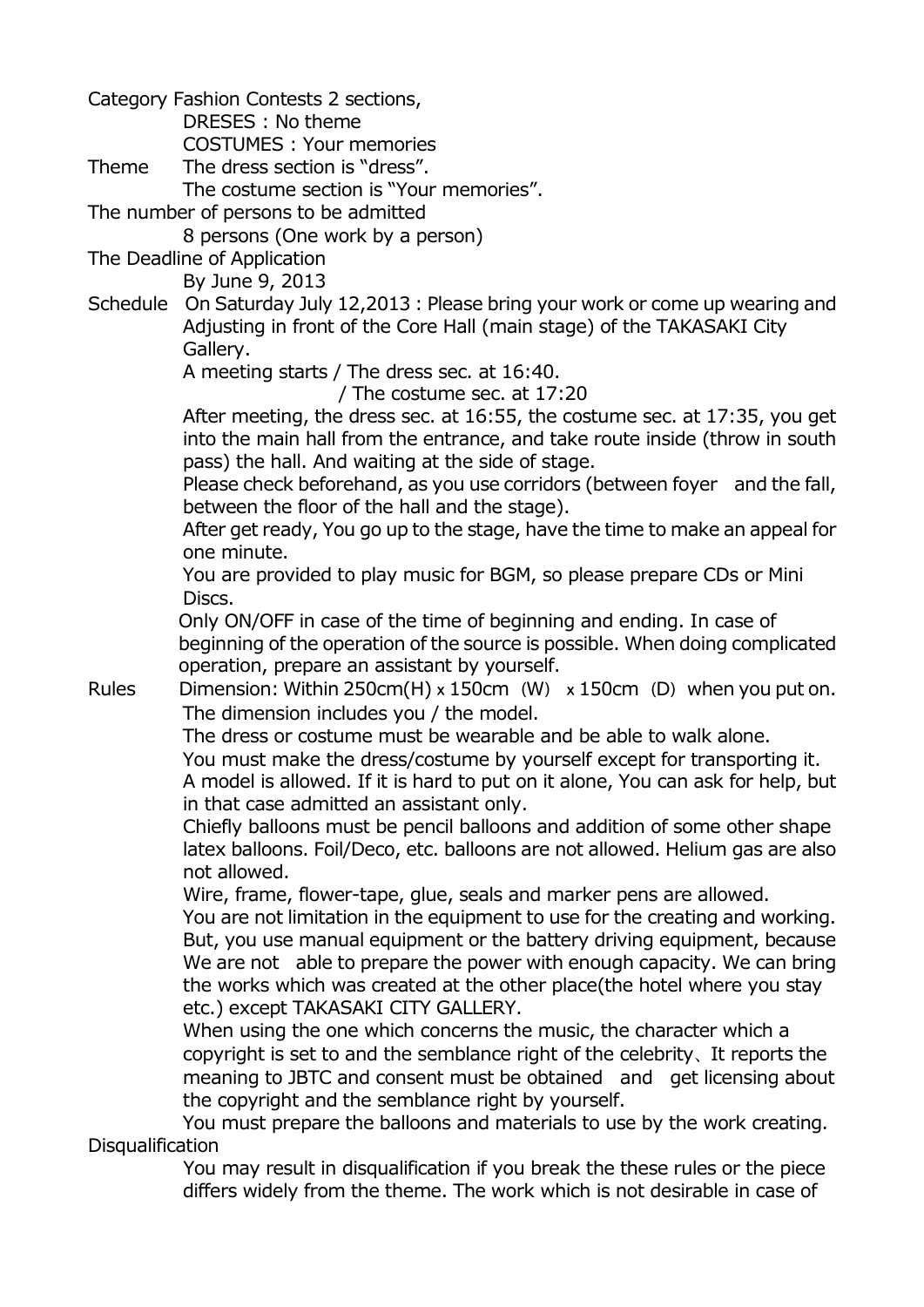Category Fashion Contests 2 sections,

DRESES : No theme

COSTUMES : Your memories

Theme The dress section is "dress".

The costume section is "Your memories".

The number of persons to be admitted

8 persons (One work by a person)

The Deadline of Application

By June 9, 2013

Schedule On Saturday July 12,2013 : Please bring your work or come up wearing and Adjusting in front of the Core Hall (main stage) of the TAKASAKI City Gallery.

A meeting starts / The dress sec. at 16:40.

/ The costume sec. at 17:20

After meeting, the dress sec. at 16:55, the costume sec. at 17:35, you get into the main hall from the entrance, and take route inside (throw in south pass) the hall. And waiting at the side of stage.

Please check beforehand, as you use corridors (between foyer and the fall, between the floor of the hall and the stage).

After get ready, You go up to the stage, have the time to make an appeal for one minute.

You are provided to play music for BGM, so please prepare CDs or Mini Discs.

Only ON/OFF in case of the time of beginning and ending. In case of beginning of the operation of the source is possible. When doing complicated operation, prepare an assistant by yourself.

Rules Dimension: Within 250cm(H) x 150cm (W) x 150cm (D) when you put on. The dimension includes you / the model.

The dress or costume must be wearable and be able to walk alone.

You must make the dress/costume by yourself except for transporting it.

A model is allowed. If it is hard to put on it alone, You can ask for help, but in that case admitted an assistant only.

Chiefly balloons must be pencil balloons and addition of some other shape latex balloons. Foil/Deco, etc. balloons are not allowed. Helium gas are also not allowed.

Wire, frame, flower-tape, glue, seals and marker pens are allowed.

You are not limitation in the equipment to use for the creating and working. But, you use manual equipment or the battery driving equipment, because We are not able to prepare the power with enough capacity. We can bring the works which was created at the other place(the hotel where you stay etc.) except TAKASAKI CITY GALLERY.

When using the one which concerns the music, the character which a copyright is set to and the semblance right of the celebrity、It reports the meaning to JBTC and consent must be obtained and get licensing about the copyright and the semblance right by yourself.

You must prepare the balloons and materials to use by the work creating.

Disqualification

You may result in disqualification if you break the these rules or the piece differs widely from the theme. The work which is not desirable in case of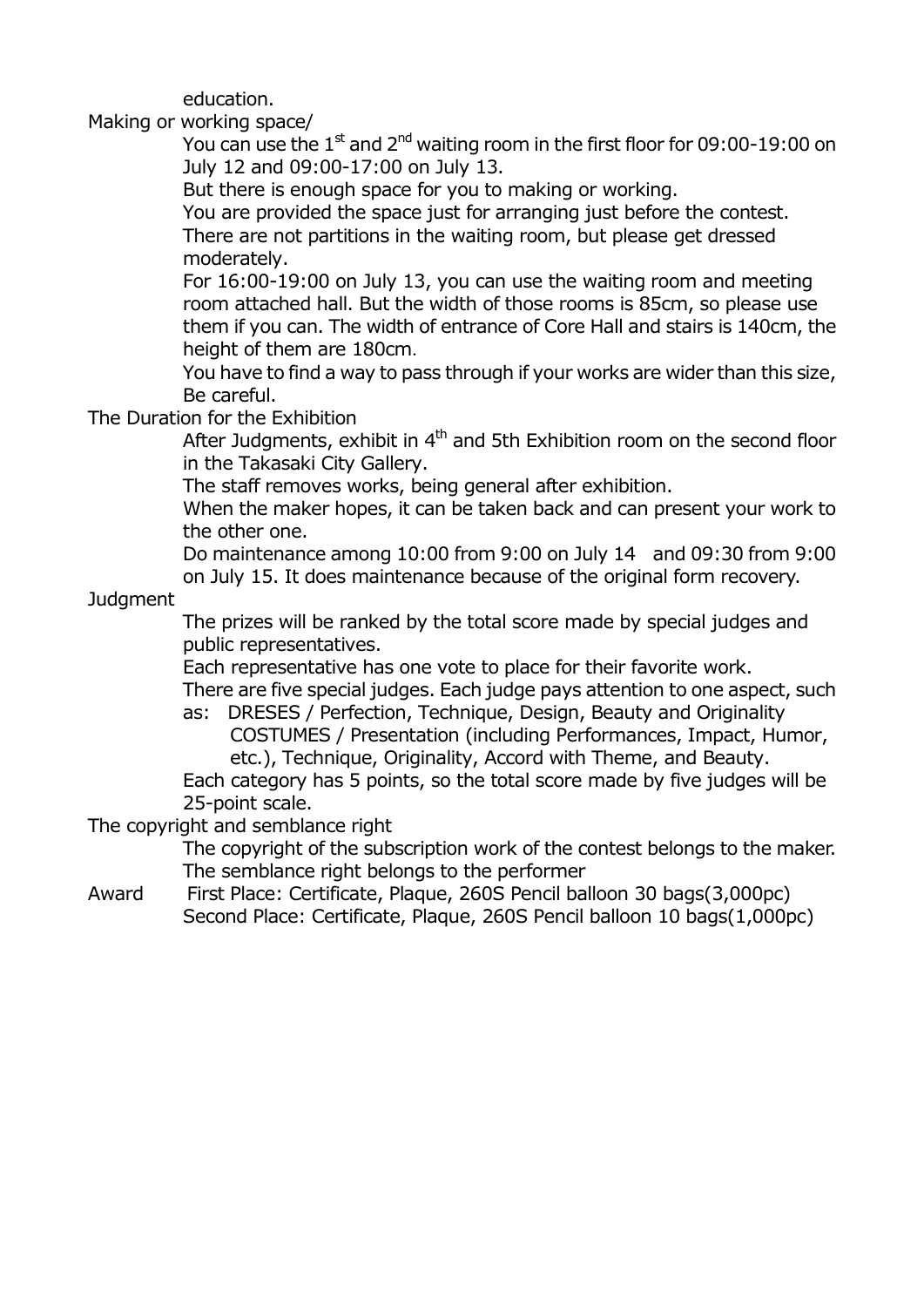education.

Making or working space/

You can use the 1st and 2nd waiting room in the first floor for 09:00-19:00 on July 12 and 09:00-17:00 on July 13.

But there is enough space for you to making or working.

You are provided the space just for arranging just before the contest.

There are not partitions in the waiting room, but please get dressed moderately.

For 16:00-19:00 on July 13, you can use the waiting room and meeting room attached hall. But the width of those rooms is 85cm, so please use them if you can. The width of entrance of Core Hall and stairs is 140cm, the height of them are 180cm.

You have to find a way to pass through if your works are wider than this size, Be careful.

The Duration for the Exhibition

After Judgments, exhibit in 4th and 5th Exhibition room on the second floor in the Takasaki City Gallery.

The staff removes works, being general after exhibition.

When the maker hopes, it can be taken back and can present your work to the other one.

Do maintenance among 10:00 from 9:00 on July 14 and 09:30 from 9:00 on July 15. It does maintenance because of the original form recovery.

Judgment

The prizes will be ranked by the total score made by special judges and public representatives.

Each representative has one vote to place for their favorite work.

There are five special judges. Each judge pays attention to one aspect, such as: DRESES / Perfection, Technique, Design, Beauty and Originality
COSTUMES / Presentation (including Performances, Impact, Humor, etc.), Technique, Originality, Accord with Theme, and Beauty.

Each category has 5 points, so the total score made by five judges will be 25-point scale.

The copyright and semblance right

The copyright of the subscription work of the contest belongs to the maker.
The semblance right belongs to the performer

Award First Place: Certificate, Plaque, 260S Pencil balloon 30 bags(3,000pc)
Second Place: Certificate, Plaque, 260S Pencil balloon 10 bags(1,000pc)